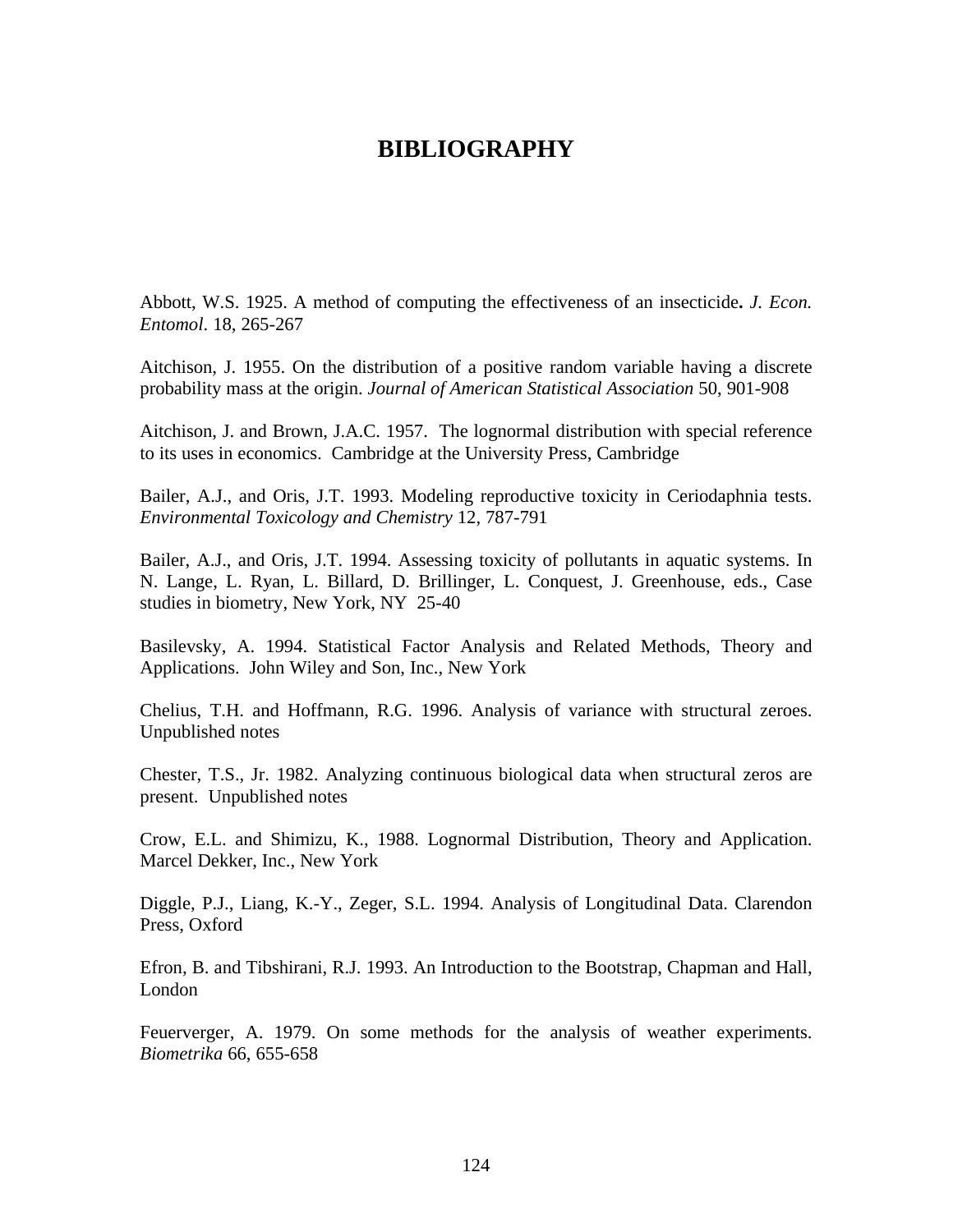# BIBLIOGRAPHY

Abbott, W.S. 1925. A method of computing the effectiveness of an insecticide**.** *J. Econ. Entomol*. 18, 265-267

Aitchison, J. 1955. On the distribution of a positive random variable having a discrete probability mass at the origin. *Journal of American Statistical Association* 50, 901-908

Aitchison, J. and Brown, J.A.C. 1957. The lognormal distribution with special reference to its uses in economics. Cambridge at the University Press, Cambridge

Bailer, A.J., and Oris, J.T. 1993. Modeling reproductive toxicity in Ceriodaphnia tests. *Environmental Toxicology and Chemistry* 12, 787-791

Bailer, A.J., and Oris, J.T. 1994. Assessing toxicity of pollutants in aquatic systems. In N. Lange, L. Ryan, L. Billard, D. Brillinger, L. Conquest, J. Greenhouse, eds., Case studies in biometry, New York, NY 25-40

Basilevsky, A. 1994. Statistical Factor Analysis and Related Methods, Theory and Applications. John Wiley and Son, Inc., New York

Chelius, T.H. and Hoffmann, R.G. 1996. Analysis of variance with structural zeroes. Unpublished notes

Chester, T.S., Jr. 1982. Analyzing continuous biological data when structural zeros are present. Unpublished notes

Crow, E.L. and Shimizu, K., 1988. Lognormal Distribution, Theory and Application. Marcel Dekker, Inc., New York

Diggle, P.J., Liang, K.-Y., Zeger, S.L. 1994. Analysis of Longitudinal Data. Clarendon Press, Oxford

Efron, B. and Tibshirani, R.J. 1993. An Introduction to the Bootstrap, Chapman and Hall, London

Feuerverger, A. 1979. On some methods for the analysis of weather experiments. *Biometrika* 66, 655-658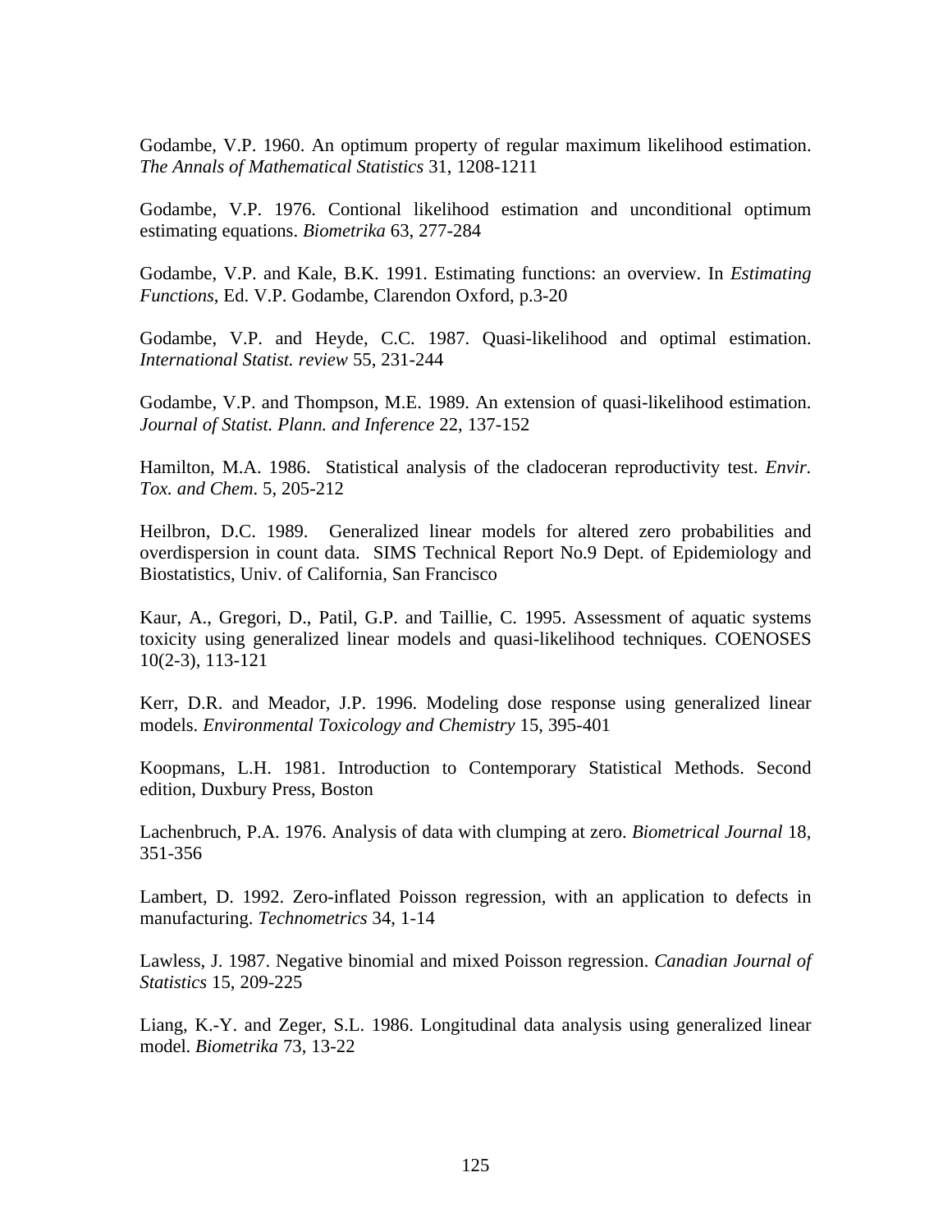Godambe, V.P. 1960. An optimum property of regular maximum likelihood estimation. *The Annals of Mathematical Statistics* 31, 1208-1211

Godambe, V.P. 1976. Contional likelihood estimation and unconditional optimum estimating equations. *Biometrika* 63, 277-284

Godambe, V.P. and Kale, B.K. 1991. Estimating functions: an overview. In *Estimating Functions*, Ed. V.P. Godambe, Clarendon Oxford, p.3-20

Godambe, V.P. and Heyde, C.C. 1987. Quasi-likelihood and optimal estimation. *International Statist. review* 55, 231-244

Godambe, V.P. and Thompson, M.E. 1989. An extension of quasi-likelihood estimation. *Journal of Statist. Plann. and Inference* 22, 137-152

Hamilton, M.A. 1986. Statistical analysis of the cladoceran reproductivity test. *Envir. Tox. and Chem*. 5, 205-212

Heilbron, D.C. 1989. Generalized linear models for altered zero probabilities and overdispersion in count data. SIMS Technical Report No.9 Dept. of Epidemiology and Biostatistics, Univ. of California, San Francisco

Kaur, A., Gregori, D., Patil, G.P. and Taillie, C. 1995. Assessment of aquatic systems toxicity using generalized linear models and quasi-likelihood techniques. COENOSES 10(2-3), 113-121

Kerr, D.R. and Meador, J.P. 1996. Modeling dose response using generalized linear models. *Environmental Toxicology and Chemistry* 15, 395-401

Koopmans, L.H. 1981. Introduction to Contemporary Statistical Methods. Second edition, Duxbury Press, Boston

Lachenbruch, P.A. 1976. Analysis of data with clumping at zero. *Biometrical Journal* 18, 351-356

Lambert, D. 1992. Zero-inflated Poisson regression, with an application to defects in manufacturing. *Technometrics* 34, 1-14

Lawless, J. 1987. Negative binomial and mixed Poisson regression. *Canadian Journal of Statistics* 15, 209-225

Liang, K.-Y. and Zeger, S.L. 1986. Longitudinal data analysis using generalized linear model. *Biometrika* 73, 13-22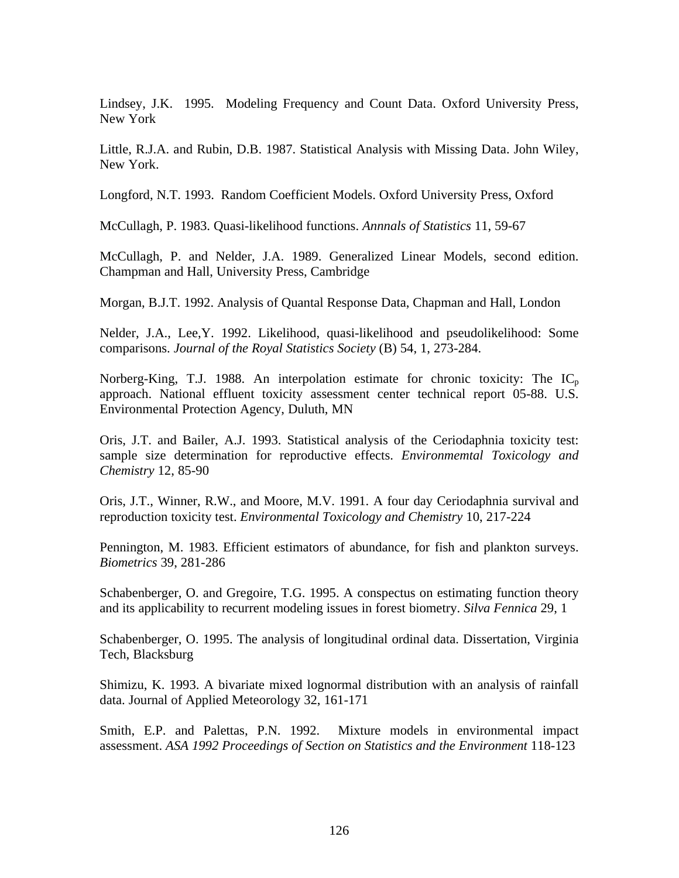Lindsey, J.K. 1995. Modeling Frequency and Count Data. Oxford University Press, New York

Little, R.J.A. and Rubin, D.B. 1987. Statistical Analysis with Missing Data. John Wiley, New York.

Longford, N.T. 1993. Random Coefficient Models. Oxford University Press, Oxford

McCullagh, P. 1983. Quasi-likelihood functions. *Annnals of Statistics* 11, 59-67

McCullagh, P. and Nelder, J.A. 1989. Generalized Linear Models, second edition. Champman and Hall, University Press, Cambridge

Morgan, B.J.T. 1992. Analysis of Quantal Response Data, Chapman and Hall, London

Nelder, J.A., Lee,Y. 1992. Likelihood, quasi-likelihood and pseudolikelihood: Some comparisons. *Journal of the Royal Statistics Society* (B) 54, 1, 273-284.

Norberg-King, T.J. 1988. An interpolation estimate for chronic toxicity: The $IC_p$ approach. National effluent toxicity assessment center technical report 05-88. U.S. Environmental Protection Agency, Duluth, MN

Oris, J.T. and Bailer, A.J. 1993. Statistical analysis of the Ceriodaphnia toxicity test: sample size determination for reproductive effects. *Environmemtal Toxicology and Chemistry* 12, 85-90

Oris, J.T., Winner, R.W., and Moore, M.V. 1991. A four day Ceriodaphnia survival and reproduction toxicity test. *Environmental Toxicology and Chemistry* 10, 217-224

Pennington, M. 1983. Efficient estimators of abundance, for fish and plankton surveys. *Biometrics* 39, 281-286

Schabenberger, O. and Gregoire, T.G. 1995. A conspectus on estimating function theory and its applicability to recurrent modeling issues in forest biometry. *Silva Fennica* 29, 1

Schabenberger, O. 1995. The analysis of longitudinal ordinal data. Dissertation, Virginia Tech, Blacksburg

Shimizu, K. 1993. A bivariate mixed lognormal distribution with an analysis of rainfall data. Journal of Applied Meteorology 32, 161-171

Smith, E.P. and Palettas, P.N. 1992. Mixture models in environmental impact assessment. *ASA 1992 Proceedings of Section on Statistics and the Environment* 118-123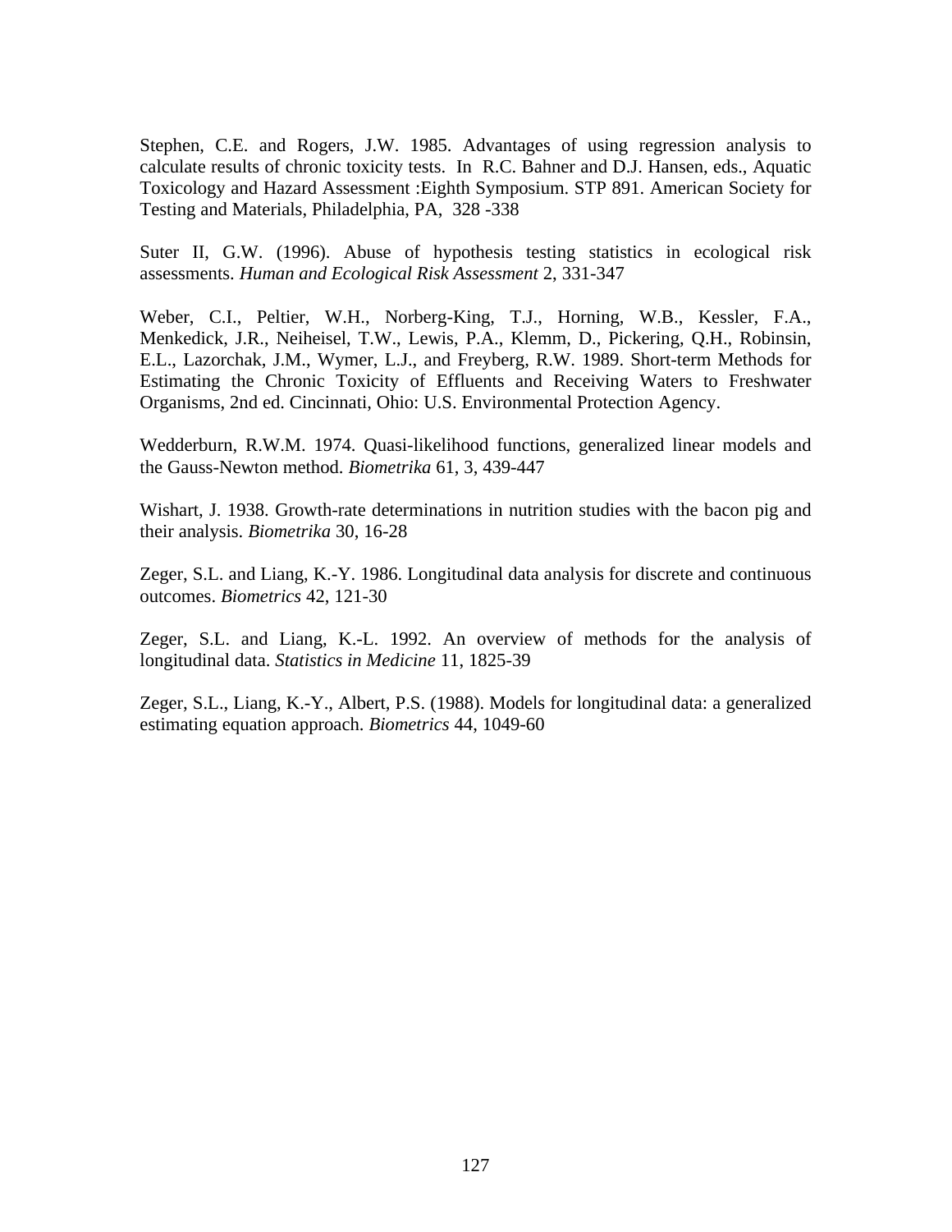Stephen, C.E. and Rogers, J.W. 1985. Advantages of using regression analysis to calculate results of chronic toxicity tests. In R.C. Bahner and D.J. Hansen, eds., Aquatic Toxicology and Hazard Assessment :Eighth Symposium. STP 891. American Society for Testing and Materials, Philadelphia, PA, 328 -338

Suter II, G.W. (1996). Abuse of hypothesis testing statistics in ecological risk assessments. *Human and Ecological Risk Assessment* 2, 331-347

Weber, C.I., Peltier, W.H., Norberg-King, T.J., Horning, W.B., Kessler, F.A., Menkedick, J.R., Neiheisel, T.W., Lewis, P.A., Klemm, D., Pickering, Q.H., Robinsin, E.L., Lazorchak, J.M., Wymer, L.J., and Freyberg, R.W. 1989. Short-term Methods for Estimating the Chronic Toxicity of Effluents and Receiving Waters to Freshwater Organisms, 2nd ed. Cincinnati, Ohio: U.S. Environmental Protection Agency.

Wedderburn, R.W.M. 1974. Quasi-likelihood functions, generalized linear models and the Gauss-Newton method. *Biometrika* 61, 3, 439-447

Wishart, J. 1938. Growth-rate determinations in nutrition studies with the bacon pig and their analysis. *Biometrika* 30, 16-28

Zeger, S.L. and Liang, K.-Y. 1986. Longitudinal data analysis for discrete and continuous outcomes. *Biometrics* 42, 121-30

Zeger, S.L. and Liang, K.-L. 1992. An overview of methods for the analysis of longitudinal data. *Statistics in Medicine* 11, 1825-39

Zeger, S.L., Liang, K.-Y., Albert, P.S. (1988). Models for longitudinal data: a generalized estimating equation approach. *Biometrics* 44, 1049-60